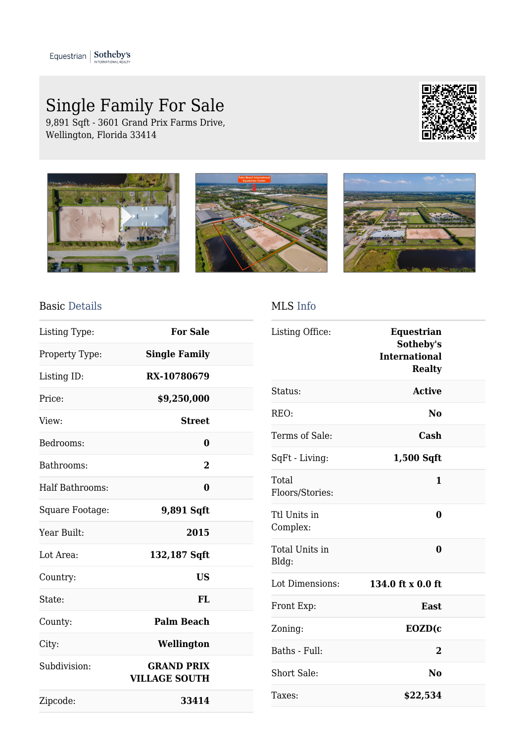Equestrian | Sotheby's INTERNATIONAL REALTY

# Single Family For Sale

9,891 Sqft - 3601 Grand Prix Farms Drive, Wellington, Florida 33414

## Basic Details

| | |
|---|---|
| Listing Type: | **For Sale** |
| Property Type: | **Single Family** |
| Listing ID: | **RX-10780679** |
| Price: | **$9,250,000** |
| View: | **Street** |
| Bedrooms: | **0** |
| Bathrooms: | **2** |
| Half Bathrooms: | **0** |
| Square Footage: | **9,891 Sqft** |
| Year Built: | **2015** |
| Lot Area: | **132,187 Sqft** |
| Country: | **US** |
| State: | **FL** |
| County: | **Palm Beach** |
| City: | **Wellington** |
| Subdivision: | **GRAND PRIX VILLAGE SOUTH** |
| Zipcode: | **33414** |

## MLS Info

| | |
|---|---|
| Listing Office: | **Equestrian Sotheby's International Realty** |
| Status: | **Active** |
| REO: | **No** |
| Terms of Sale: | **Cash** |
| SqFt - Living: | **1,500 Sqft** |
| Total Floors/Stories: | **1** |
| Ttl Units in Complex: | **0** |
| Total Units in Bldg: | **0** |
| Lot Dimensions: | **134.0 ft x 0.0 ft** |
| Front Exp: | **East** |
| Zoning: | **EOZD(c** |
| Baths - Full: | **2** |
| Short Sale: | **No** |
| Taxes: | **$22,534** |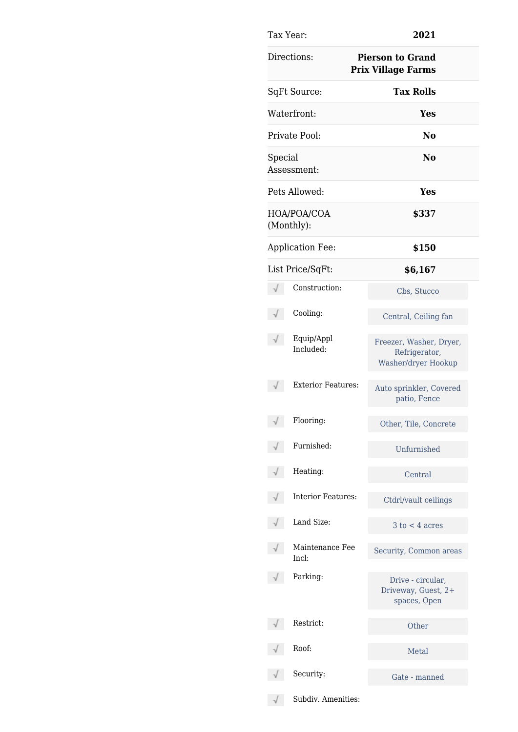| | |
|---|---|
| Tax Year: | **2021** |
| Directions: | **Pierson to Grand Prix Village Farms** |
| SqFt Source: | **Tax Rolls** |
| Waterfront: | **Yes** |
| Private Pool: | **No** |
| Special Assessment: | **No** |
| Pets Allowed: | **Yes** |
| HOA/POA/COA (Monthly): | **$337** |
| Application Fee: | **$150** |
| List Price/SqFt: | **$6,167** |

| | |
|---|---|
| Construction: | Cbs, Stucco |
| Cooling: | Central, Ceiling fan |
| Equip/Appl Included: | Freezer, Washer, Dryer, Refrigerator, Washer/dryer Hookup |
| Exterior Features: | Auto sprinkler, Covered patio, Fence |
| Flooring: | Other, Tile, Concrete |
| Furnished: | Unfurnished |
| Heating: | Central |
| Interior Features: | Ctdrl/vault ceilings |
| Land Size: | 3 to < 4 acres |
| Maintenance Fee Incl: | Security, Common areas |
| Parking: | Drive - circular, Driveway, Guest, 2+ spaces, Open |
| Restrict: | Other |
| Roof: | Metal |
| Security: | Gate - manned |
| Subdiv. Amenities: | |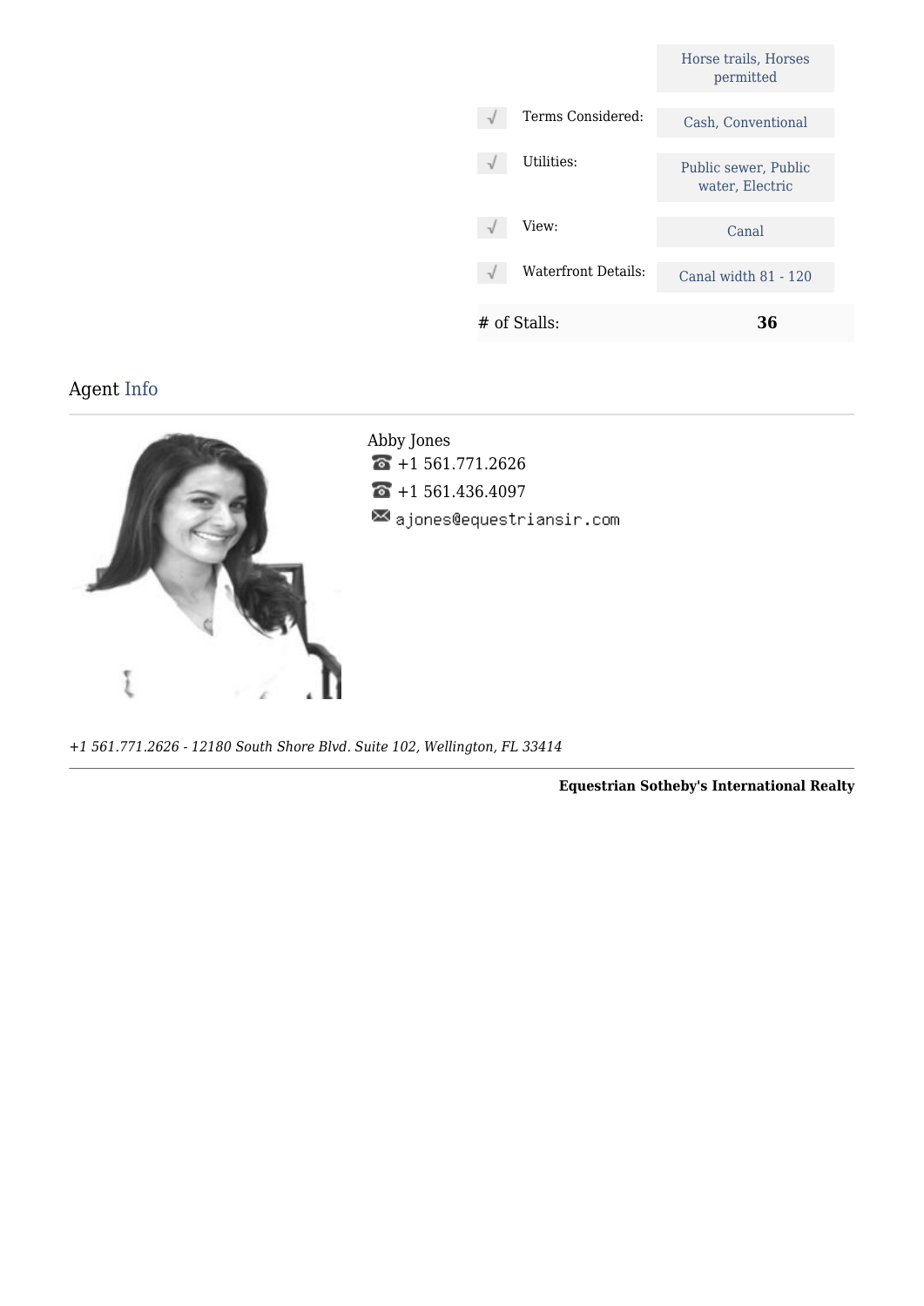| | | |
|---|---|---|
| | | Horse trails, Horses permitted |
| √ | Terms Considered: | Cash, Conventional |
| √ | Utilities: | Public sewer, Public water, Electric |
| √ | View: | Canal |
| √ | Waterfront Details: | Canal width 81 - 120 |

| | |
|---|---|
| # of Stalls: | **36** |

## Agent Info

Abby Jones
☎ +1 561.771.2626
☎ +1 561.436.4097
✉ ajones@equestriansir.com

*+1 561.771.2626 - 12180 South Shore Blvd. Suite 102, Wellington, FL 33414*

**Equestrian Sotheby's International Realty**